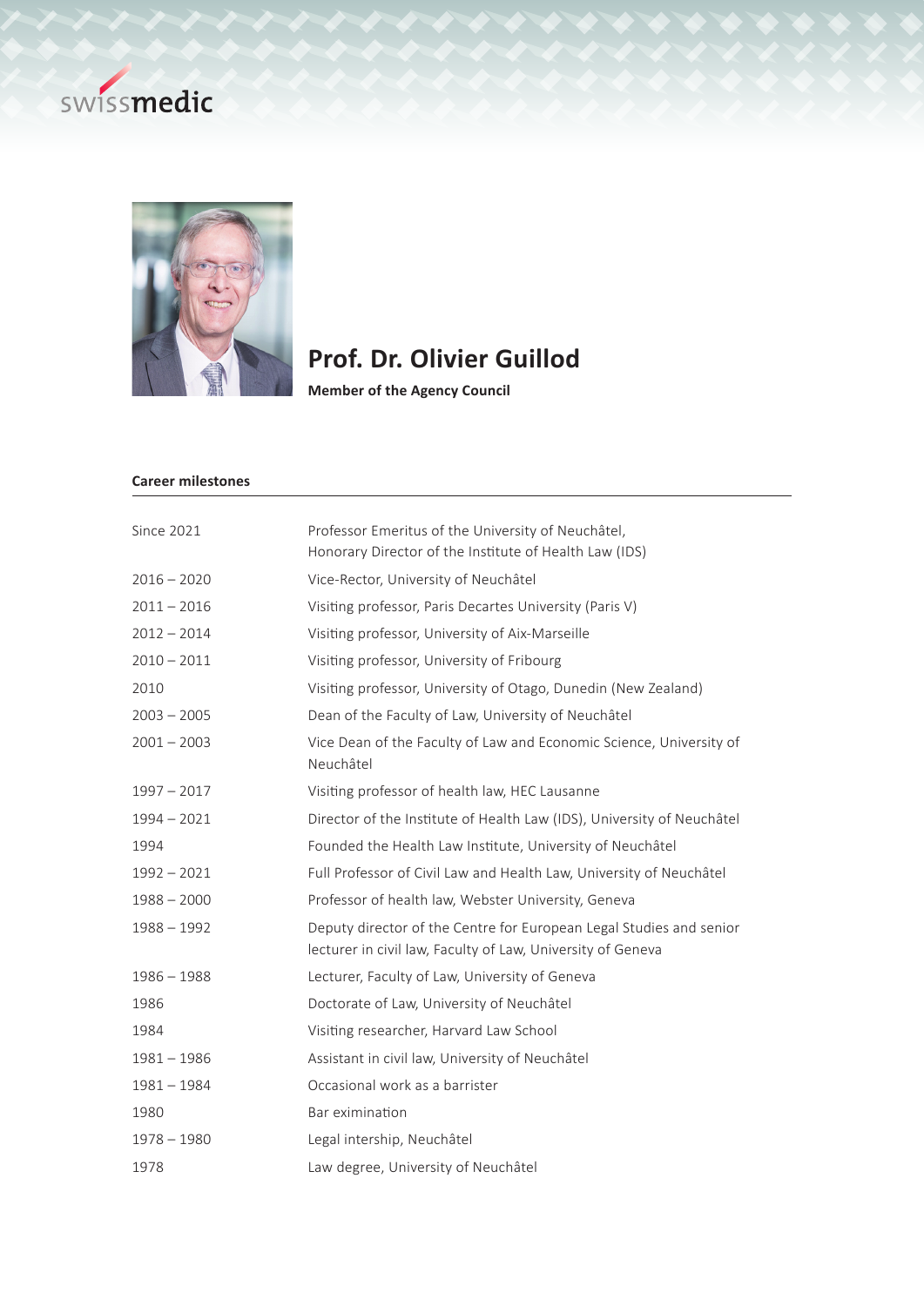swissmedic

# Prof. Dr. Olivier Guillod

**Member of the Agency Council**

## Career milestones

| | |
|---|---|
| Since 2021 | Professor Emeritus of the University of Neuchâtel, Honorary Director of the Institute of Health Law (IDS) |
| 2016 – 2020 | Vice-Rector, University of Neuchâtel |
| 2011 – 2016 | Visiting professor, Paris Decartes University (Paris V) |
| 2012 – 2014 | Visiting professor, University of Aix-Marseille |
| 2010 – 2011 | Visiting professor, University of Fribourg |
| 2010 | Visiting professor, University of Otago, Dunedin (New Zealand) |
| 2003 – 2005 | Dean of the Faculty of Law, University of Neuchâtel |
| 2001 – 2003 | Vice Dean of the Faculty of Law and Economic Science, University of Neuchâtel |
| 1997 – 2017 | Visiting professor of health law, HEC Lausanne |
| 1994 – 2021 | Director of the Institute of Health Law (IDS), University of Neuchâtel |
| 1994 | Founded the Health Law Institute, University of Neuchâtel |
| 1992 – 2021 | Full Professor of Civil Law and Health Law, University of Neuchâtel |
| 1988 – 2000 | Professor of health law, Webster University, Geneva |
| 1988 – 1992 | Deputy director of the Centre for European Legal Studies and senior lecturer in civil law, Faculty of Law, University of Geneva |
| 1986 – 1988 | Lecturer, Faculty of Law, University of Geneva |
| 1986 | Doctorate of Law, University of Neuchâtel |
| 1984 | Visiting researcher, Harvard Law School |
| 1981 – 1986 | Assistant in civil law, University of Neuchâtel |
| 1981 – 1984 | Occasional work as a barrister |
| 1980 | Bar eximination |
| 1978 – 1980 | Legal intership, Neuchâtel |
| 1978 | Law degree, University of Neuchâtel |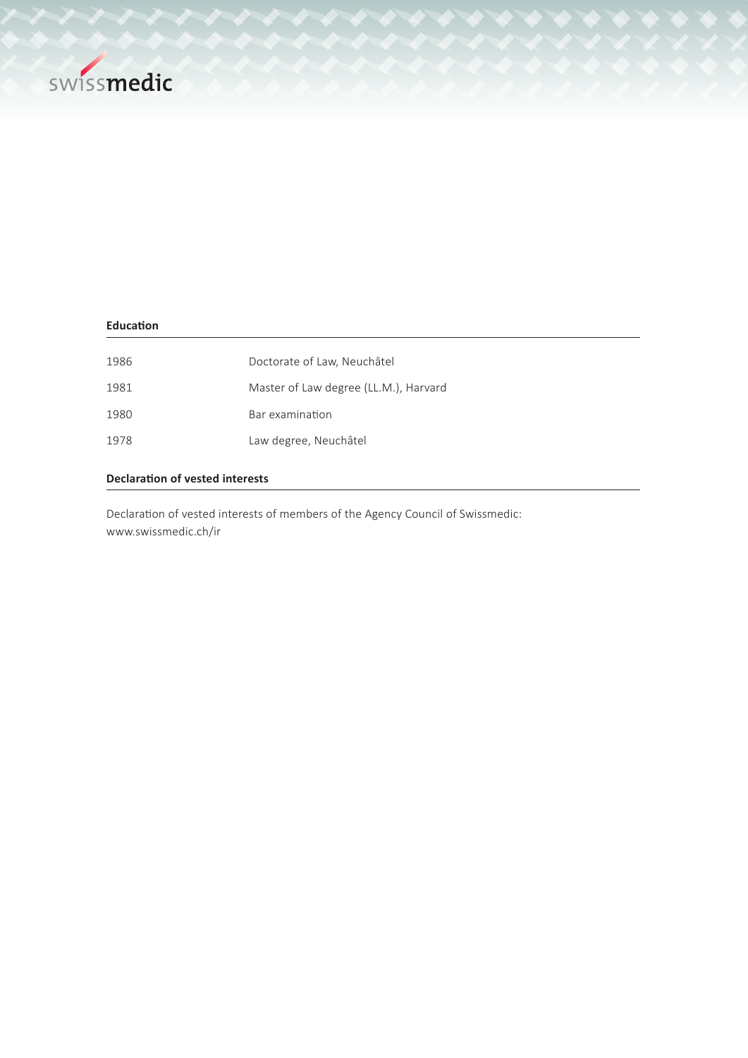## Education

| | |
|---|---|
| 1986 | Doctorate of Law, Neuchâtel |
| 1981 | Master of Law degree (LL.M.), Harvard |
| 1980 | Bar examination |
| 1978 | Law degree, Neuchâtel |

## Declaration of vested interests

Declaration of vested interests of members of the Agency Council of Swissmedic:
www.swissmedic.ch/ir